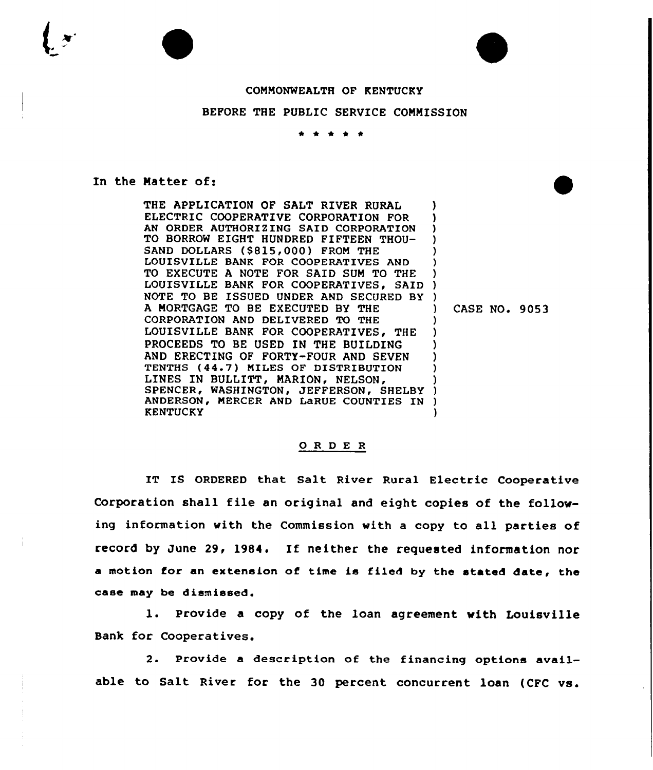COMMONWEALTH OF KENTUCKY

BEFORE THE PUBLIC SERVICE COMMISSION

\* \* \* \* \*

In the Matter of:

THE APPLICATION OF SALT RIVER RURAL ELECTRIC COOPERATIVE CORPORATION FOR AN ORDER AUTHORIZING SAID CORPORATION TO BORROW EIGHT HUNDRED FIFTEEN THOUSAND DOLLARS ($815,000) FROM THE LOUISVILLE BANK FOR COOPERATIVES AND TO EXECUTE A NOTE FOR SAID SUM TO THE LOUISVILLE BANK FOR COOPERATIVES, SAID NOTE TO BE ISSUED UNDER AND SECURED BY A MORTGAGE TO BE EXECUTED BY THE CORPORATION AND DELIVERED TO THE LOUISVILLE BANK FOR COOPERATIVES, THE PROCEEDS TO BE USED IN THE BUILDING AND ERECTING OF FORTY-FOUR AND SEVEN TENTHS (44.7) MILES OF DISTRIBUTION LINES IN BULLITT, MARION, NELSON, SPENCER, WASHINGTON, JEFFERSON, SHELBY ANDERSON, MERCER AND LaRUE COUNTIES IN KENTUCKY

CASE NO. 9053

## O R D E R

IT IS ORDERED that Salt River Rural Electric Cooperative Corporation shall file an original and eight copies of the following information with the Commission with a copy to all parties of record by June 29, 1984. If neither the requested information nor a motion for an extension of time is filed by the stated date, the case may be dismissed.

1. Provide a copy of the loan agreement with Louisville Bank for Cooperatives.

2. Provide a description of the financing options available to Salt River for the 30 percent concurrent loan (CFC vs.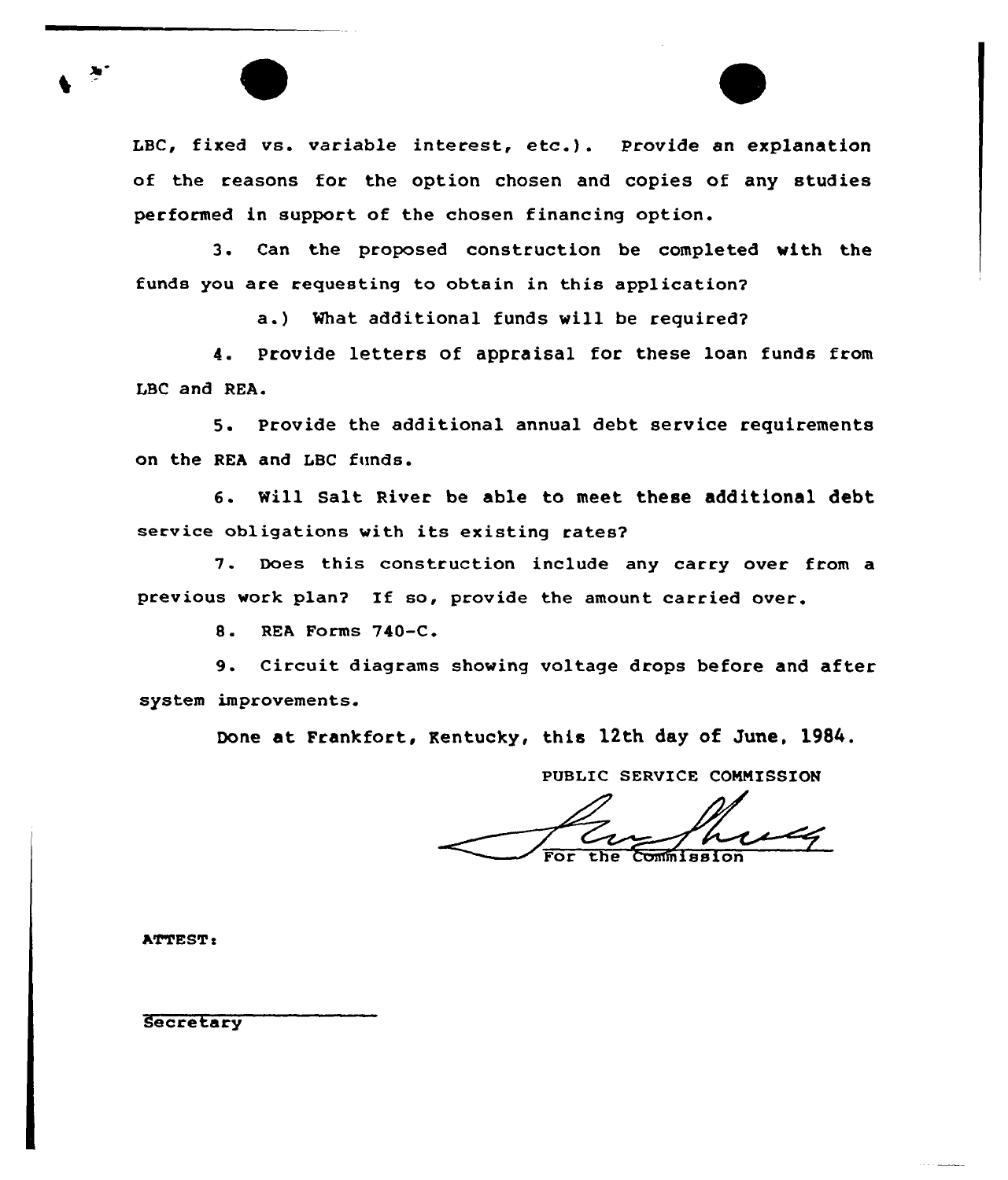LBC, fixed vs. variable interest, etc.). Provide an explanation of the reasons for the option chosen and copies of any studies performed in support of the chosen financing option.

3. Can the proposed construction be completed with the funds you are requesting to obtain in this application?

a.) What additional funds will be required?

4. Provide letters of appraisal for these loan funds from LBC and REA.

5. Provide the additional annual debt service requirements on the REA and LBC funds.

6. Will Salt River be able to meet these additional debt service obligations with its existing rates?

7. Does this construction include any carry over from a previous work plan? If so, provide the amount carried over.

8. REA Forms 740-C.

9. Circuit diagrams showing voltage drops before and after system improvements.

Done at Frankfort, Kentucky, this 12th day of June, 1984.

PUBLIC SERVICE COMMISSION

For the Commission

ATTEST:

Secretary